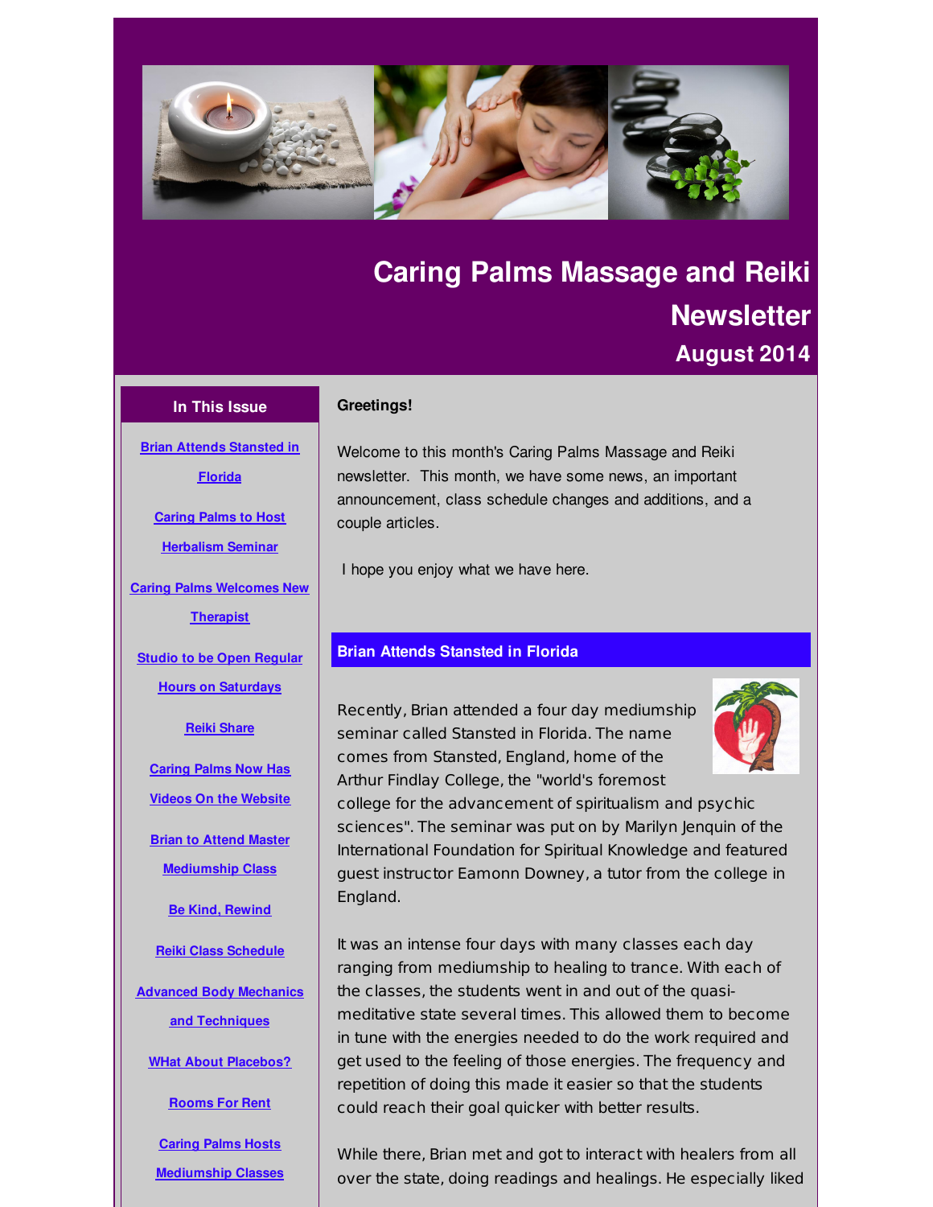# Caring Palms Massage and Reiki Newsletter

## August 2014

### In This Issue

- Brian Attends Stansted in Florida
- Caring Palms to Host Herbalism Seminar
- Caring Palms Welcomes New Therapist
- Studio to be Open Regular Hours on Saturdays
- Reiki Share
- Caring Palms Now Has Videos On the Website
- Brian to Attend Master Mediumship Class
- Be Kind, Rewind
- Reiki Class Schedule
- Advanced Body Mechanics and Techniques
- WHat About Placebos?
- Rooms For Rent
- Caring Palms Hosts Mediumship Classes

**Greetings!**

Welcome to this month's Caring Palms Massage and Reiki newsletter. This month, we have some news, an important announcement, class schedule changes and additions, and a couple articles.

I hope you enjoy what we have here.

## Brian Attends Stansted in Florida

Recently, Brian attended a four day mediumship seminar called Stansted in Florida. The name comes from Stansted, England, home of the Arthur Findlay College, the "world's foremost college for the advancement of spiritualism and psychic sciences". The seminar was put on by Marilyn Jenquin of the International Foundation for Spiritual Knowledge and featured guest instructor Eamonn Downey, a tutor from the college in England.

It was an intense four days with many classes each day ranging from mediumship to healing to trance. With each of the classes, the students went in and out of the quasi-meditative state several times. This allowed them to become in tune with the energies needed to do the work required and get used to the feeling of those energies. The frequency and repetition of doing this made it easier so that the students could reach their goal quicker with better results.

While there, Brian met and got to interact with healers from all over the state, doing readings and healings. He especially liked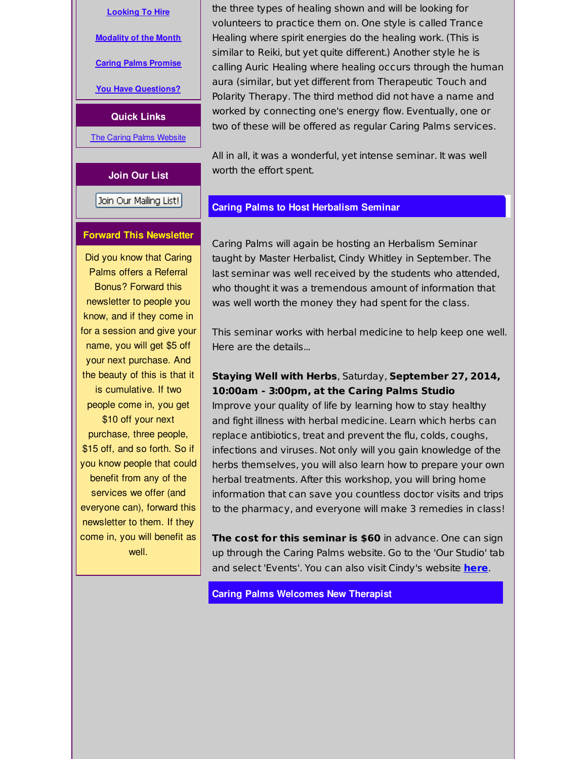Looking To Hire

Modality of the Month

Caring Palms Promise

You Have Questions?

### Quick Links

The Caring Palms Website

### Join Our List

Join Our Mailing List!

### Forward This Newsletter

Did you know that Caring Palms offers a Referral Bonus? Forward this newsletter to people you know, and if they come in for a session and give your name, you will get $5 off your next purchase. And the beauty of this is that it is cumulative. If two people come in, you get $10 off your next purchase, three people, $15 off, and so forth. So if you know people that could benefit from any of the services we offer (and everyone can), forward this newsletter to them. If they come in, you will benefit as well.

the three types of healing shown and will be looking for volunteers to practice them on. One style is called Trance Healing where spirit energies do the healing work. (This is similar to Reiki, but yet quite different.) Another style he is calling Auric Healing where healing occurs through the human aura (similar, but yet different from Therapeutic Touch and Polarity Therapy. The third method did not have a name and worked by connecting one's energy flow. Eventually, one or two of these will be offered as regular Caring Palms services.

All in all, it was a wonderful, yet intense seminar. It was well worth the effort spent.

## Caring Palms to Host Herbalism Seminar

Caring Palms will again be hosting an Herbalism Seminar taught by Master Herbalist, Cindy Whitley in September. The last seminar was well received by the students who attended, who thought it was a tremendous amount of information that was well worth the money they had spent for the class.

This seminar works with herbal medicine to help keep one well. Here are the details...

**Staying Well with Herbs**, Saturday, **September 27, 2014, 10:00am - 3:00pm, at the Caring Palms Studio**
Improve your quality of life by learning how to stay healthy and fight illness with herbal medicine. Learn which herbs can replace antibiotics, treat and prevent the flu, colds, coughs, infections and viruses. Not only will you gain knowledge of the herbs themselves, you will also learn how to prepare your own herbal treatments. After this workshop, you will bring home information that can save you countless doctor visits and trips to the pharmacy, and everyone will make 3 remedies in class!

**The cost for this seminar is $60** in advance. One can sign up through the Caring Palms website. Go to the 'Our Studio' tab and select 'Events'. You can also visit Cindy's website **here**.

## Caring Palms Welcomes New Therapist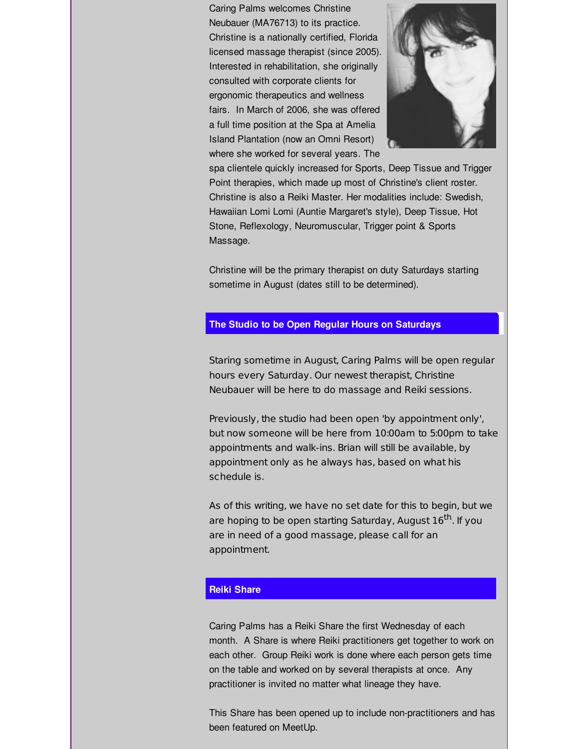Caring Palms welcomes Christine Neubauer (MA76713) to its practice. Christine is a nationally certified, Florida licensed massage therapist (since 2005). Interested in rehabilitation, she originally consulted with corporate clients for ergonomic therapeutics and wellness fairs. In March of 2006, she was offered a full time position at the Spa at Amelia Island Plantation (now an Omni Resort) where she worked for several years. The spa clientele quickly increased for Sports, Deep Tissue and Trigger Point therapies, which made up most of Christine's client roster. Christine is also a Reiki Master. Her modalities include: Swedish, Hawaiian Lomi Lomi (Auntie Margaret's style), Deep Tissue, Hot Stone, Reflexology, Neuromuscular, Trigger point & Sports Massage.

Christine will be the primary therapist on duty Saturdays starting sometime in August (dates still to be determined).

## The Studio to be Open Regular Hours on Saturdays

Staring sometime in August, Caring Palms will be open regular hours every Saturday. Our newest therapist, Christine Neubauer will be here to do massage and Reiki sessions.

Previously, the studio had been open 'by appointment only', but now someone will be here from 10:00am to 5:00pm to take appointments and walk-ins. Brian will still be available, by appointment only as he always has, based on what his schedule is.

As of this writing, we have no set date for this to begin, but we are hoping to be open starting Saturday, August 16th. If you are in need of a good massage, please call for an appointment.

## Reiki Share

Caring Palms has a Reiki Share the first Wednesday of each month. A Share is where Reiki practitioners get together to work on each other. Group Reiki work is done where each person gets time on the table and worked on by several therapists at once. Any practitioner is invited no matter what lineage they have.

This Share has been opened up to include non-practitioners and has been featured on MeetUp.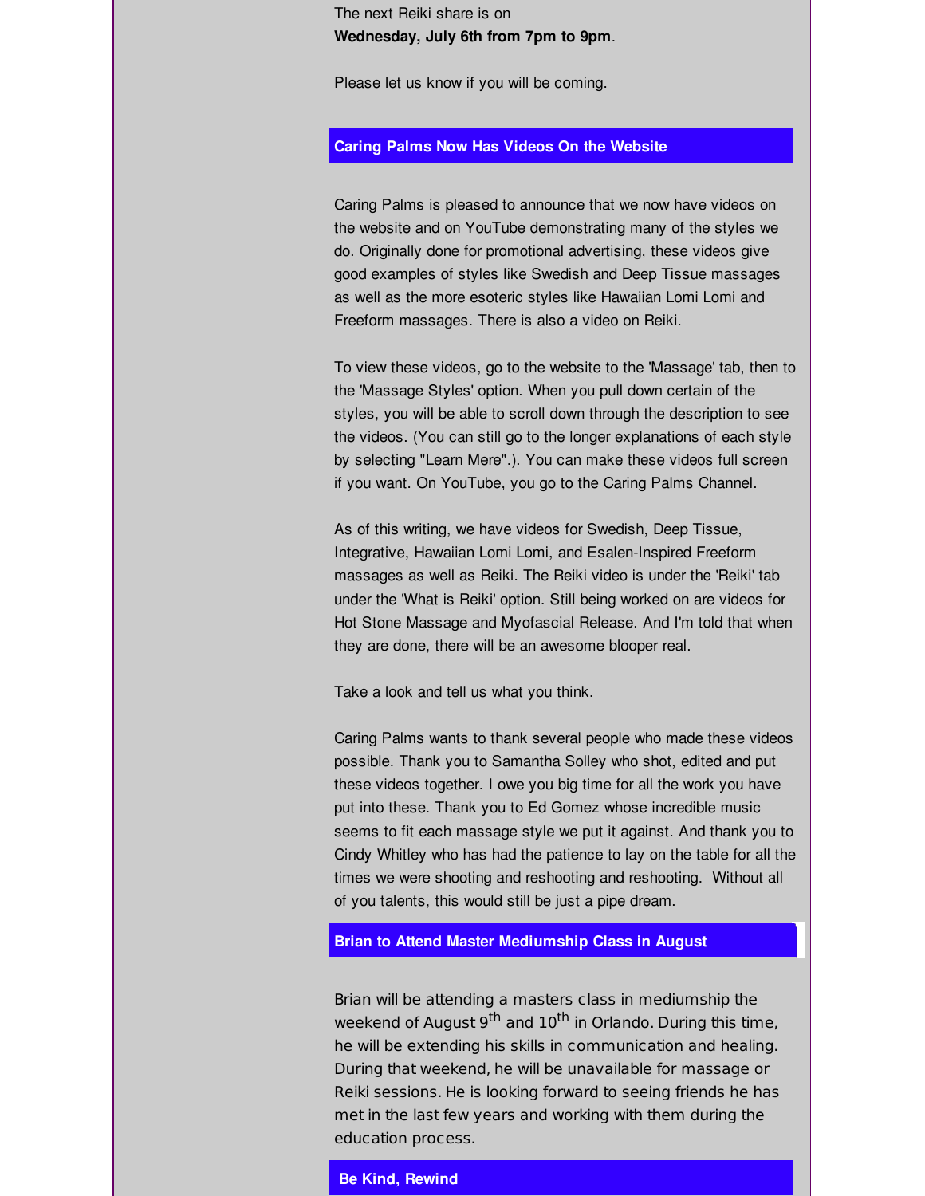The next Reiki share is on
**Wednesday, July 6th from 7pm to 9pm**.

Please let us know if you will be coming.

## Caring Palms Now Has Videos On the Website

Caring Palms is pleased to announce that we now have videos on the website and on YouTube demonstrating many of the styles we do. Originally done for promotional advertising, these videos give good examples of styles like Swedish and Deep Tissue massages as well as the more esoteric styles like Hawaiian Lomi Lomi and Freeform massages. There is also a video on Reiki.

To view these videos, go to the website to the 'Massage' tab, then to the 'Massage Styles' option. When you pull down certain of the styles, you will be able to scroll down through the description to see the videos. (You can still go to the longer explanations of each style by selecting "Learn Mere".). You can make these videos full screen if you want. On YouTube, you go to the Caring Palms Channel.

As of this writing, we have videos for Swedish, Deep Tissue, Integrative, Hawaiian Lomi Lomi, and Esalen-Inspired Freeform massages as well as Reiki. The Reiki video is under the 'Reiki' tab under the 'What is Reiki' option. Still being worked on are videos for Hot Stone Massage and Myofascial Release. And I'm told that when they are done, there will be an awesome blooper real.

Take a look and tell us what you think.

Caring Palms wants to thank several people who made these videos possible. Thank you to Samantha Solley who shot, edited and put these videos together. I owe you big time for all the work you have put into these. Thank you to Ed Gomez whose incredible music seems to fit each massage style we put it against. And thank you to Cindy Whitley who has had the patience to lay on the table for all the times we were shooting and reshooting and reshooting. Without all of you talents, this would still be just a pipe dream.

## Brian to Attend Master Mediumship Class in August

Brian will be attending a masters class in mediumship the weekend of August 9th and 10th in Orlando. During this time, he will be extending his skills in communication and healing. During that weekend, he will be unavailable for massage or Reiki sessions. He is looking forward to seeing friends he has met in the last few years and working with them during the education process.

## Be Kind, Rewind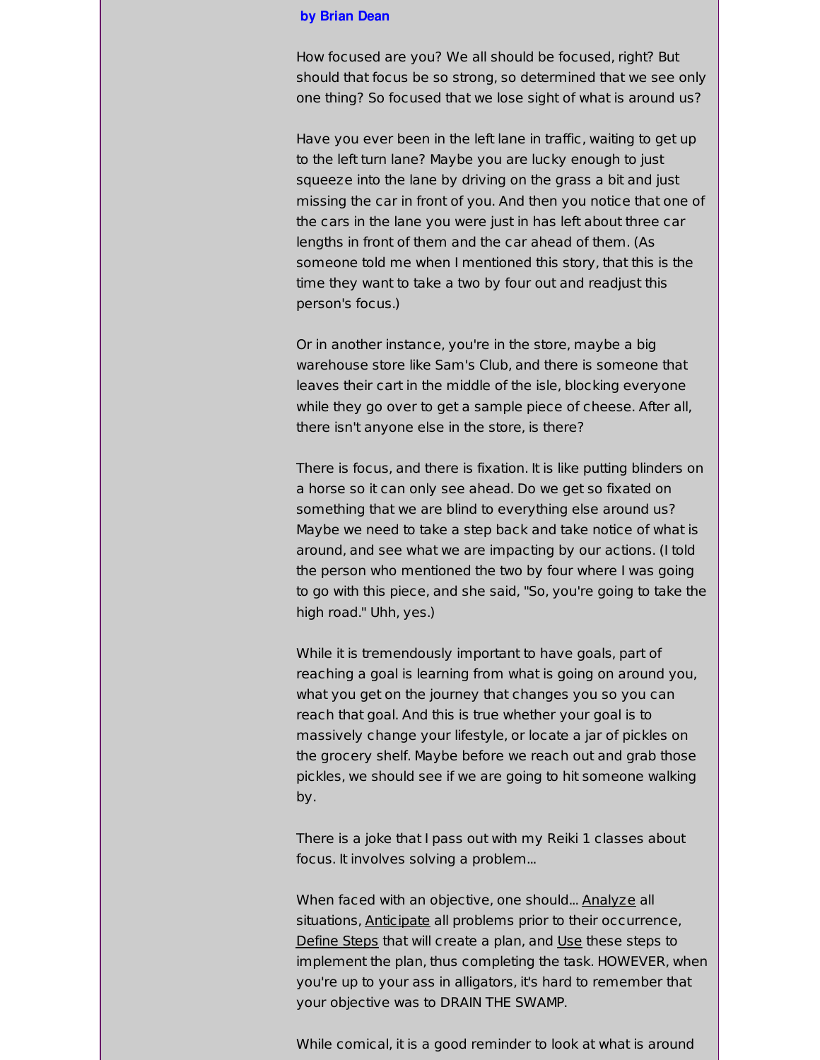**by Brian Dean**

How focused are you? We all should be focused, right? But should that focus be so strong, so determined that we see only one thing? So focused that we lose sight of what is around us?

Have you ever been in the left lane in traffic, waiting to get up to the left turn lane? Maybe you are lucky enough to just squeeze into the lane by driving on the grass a bit and just missing the car in front of you. And then you notice that one of the cars in the lane you were just in has left about three car lengths in front of them and the car ahead of them. (As someone told me when I mentioned this story, that this is the time they want to take a two by four out and readjust this person's focus.)

Or in another instance, you're in the store, maybe a big warehouse store like Sam's Club, and there is someone that leaves their cart in the middle of the isle, blocking everyone while they go over to get a sample piece of cheese. After all, there isn't anyone else in the store, is there?

There is focus, and there is fixation. It is like putting blinders on a horse so it can only see ahead. Do we get so fixated on something that we are blind to everything else around us? Maybe we need to take a step back and take notice of what is around, and see what we are impacting by our actions. (I told the person who mentioned the two by four where I was going to go with this piece, and she said, "So, you're going to take the high road." Uhh, yes.)

While it is tremendously important to have goals, part of reaching a goal is learning from what is going on around you, what you get on the journey that changes you so you can reach that goal. And this is true whether your goal is to massively change your lifestyle, or locate a jar of pickles on the grocery shelf. Maybe before we reach out and grab those pickles, we should see if we are going to hit someone walking by.

There is a joke that I pass out with my Reiki 1 classes about focus. It involves solving a problem...

When faced with an objective, one should... Analyze all situations, Anticipate all problems prior to their occurrence, Define Steps that will create a plan, and Use these steps to implement the plan, thus completing the task. HOWEVER, when you're up to your ass in alligators, it's hard to remember that your objective was to DRAIN THE SWAMP.

While comical, it is a good reminder to look at what is around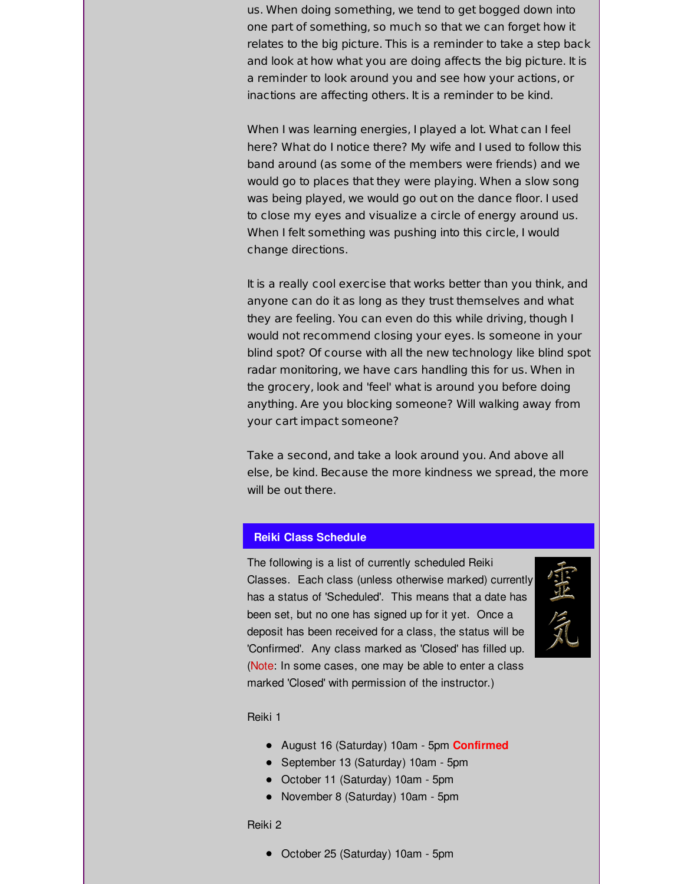us. When doing something, we tend to get bogged down into one part of something, so much so that we can forget how it relates to the big picture. This is a reminder to take a step back and look at how what you are doing affects the big picture. It is a reminder to look around you and see how your actions, or inactions are affecting others. It is a reminder to be kind.

When I was learning energies, I played a lot. What can I feel here? What do I notice there? My wife and I used to follow this band around (as some of the members were friends) and we would go to places that they were playing. When a slow song was being played, we would go out on the dance floor. I used to close my eyes and visualize a circle of energy around us. When I felt something was pushing into this circle, I would change directions.

It is a really cool exercise that works better than you think, and anyone can do it as long as they trust themselves and what they are feeling. You can even do this while driving, though I would not recommend closing your eyes. Is someone in your blind spot? Of course with all the new technology like blind spot radar monitoring, we have cars handling this for us. When in the grocery, look and 'feel' what is around you before doing anything. Are you blocking someone? Will walking away from your cart impact someone?

Take a second, and take a look around you. And above all else, be kind. Because the more kindness we spread, the more will be out there.

## Reiki Class Schedule

The following is a list of currently scheduled Reiki Classes. Each class (unless otherwise marked) currently has a status of 'Scheduled'. This means that a date has been set, but no one has signed up for it yet. Once a deposit has been received for a class, the status will be 'Confirmed'. Any class marked as 'Closed' has filled up. (Note: In some cases, one may be able to enter a class marked 'Closed' with permission of the instructor.)

Reiki 1

- August 16 (Saturday) 10am - 5pm **Confirmed**
- September 13 (Saturday) 10am - 5pm
- October 11 (Saturday) 10am - 5pm
- November 8 (Saturday) 10am - 5pm

Reiki 2

- October 25 (Saturday) 10am - 5pm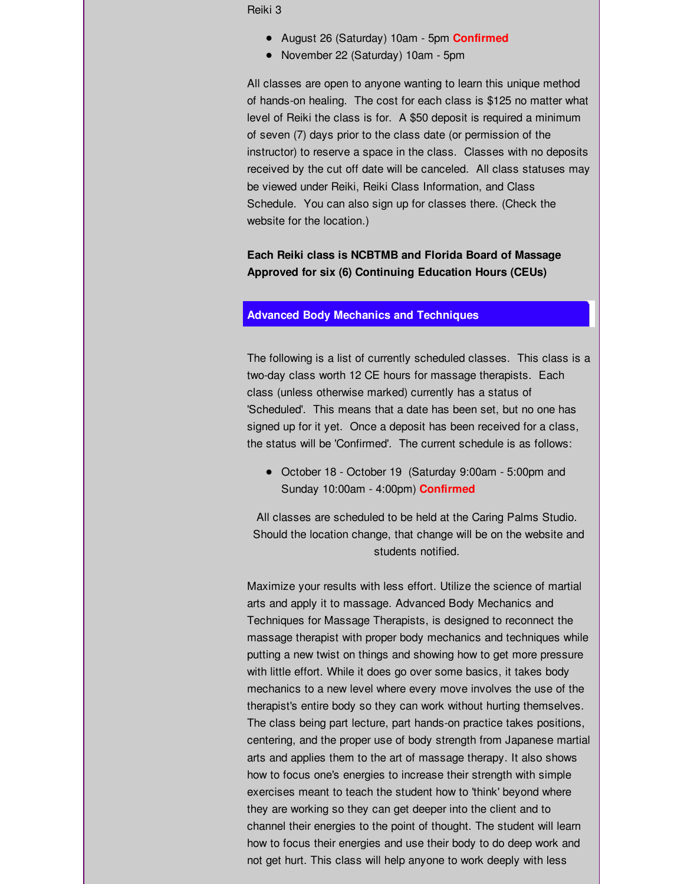Reiki 3

- August 26 (Saturday) 10am - 5pm **Confirmed**
- November 22 (Saturday) 10am - 5pm

All classes are open to anyone wanting to learn this unique method of hands-on healing. The cost for each class is $125 no matter what level of Reiki the class is for. A $50 deposit is required a minimum of seven (7) days prior to the class date (or permission of the instructor) to reserve a space in the class. Classes with no deposits received by the cut off date will be canceled. All class statuses may be viewed under Reiki, Reiki Class Information, and Class Schedule. You can also sign up for classes there. (Check the website for the location.)

**Each Reiki class is NCBTMB and Florida Board of Massage Approved for six (6) Continuing Education Hours (CEUs)**

## Advanced Body Mechanics and Techniques

The following is a list of currently scheduled classes. This class is a two-day class worth 12 CE hours for massage therapists. Each class (unless otherwise marked) currently has a status of 'Scheduled'. This means that a date has been set, but no one has signed up for it yet. Once a deposit has been received for a class, the status will be 'Confirmed'. The current schedule is as follows:

- October 18 - October 19 (Saturday 9:00am - 5:00pm and Sunday 10:00am - 4:00pm) **Confirmed**

All classes are scheduled to be held at the Caring Palms Studio. Should the location change, that change will be on the website and students notified.

Maximize your results with less effort. Utilize the science of martial arts and apply it to massage. Advanced Body Mechanics and Techniques for Massage Therapists, is designed to reconnect the massage therapist with proper body mechanics and techniques while putting a new twist on things and showing how to get more pressure with little effort. While it does go over some basics, it takes body mechanics to a new level where every move involves the use of the therapist's entire body so they can work without hurting themselves. The class being part lecture, part hands-on practice takes positions, centering, and the proper use of body strength from Japanese martial arts and applies them to the art of massage therapy. It also shows how to focus one's energies to increase their strength with simple exercises meant to teach the student how to 'think' beyond where they are working so they can get deeper into the client and to channel their energies to the point of thought. The student will learn how to focus their energies and use their body to do deep work and not get hurt. This class will help anyone to work deeply with less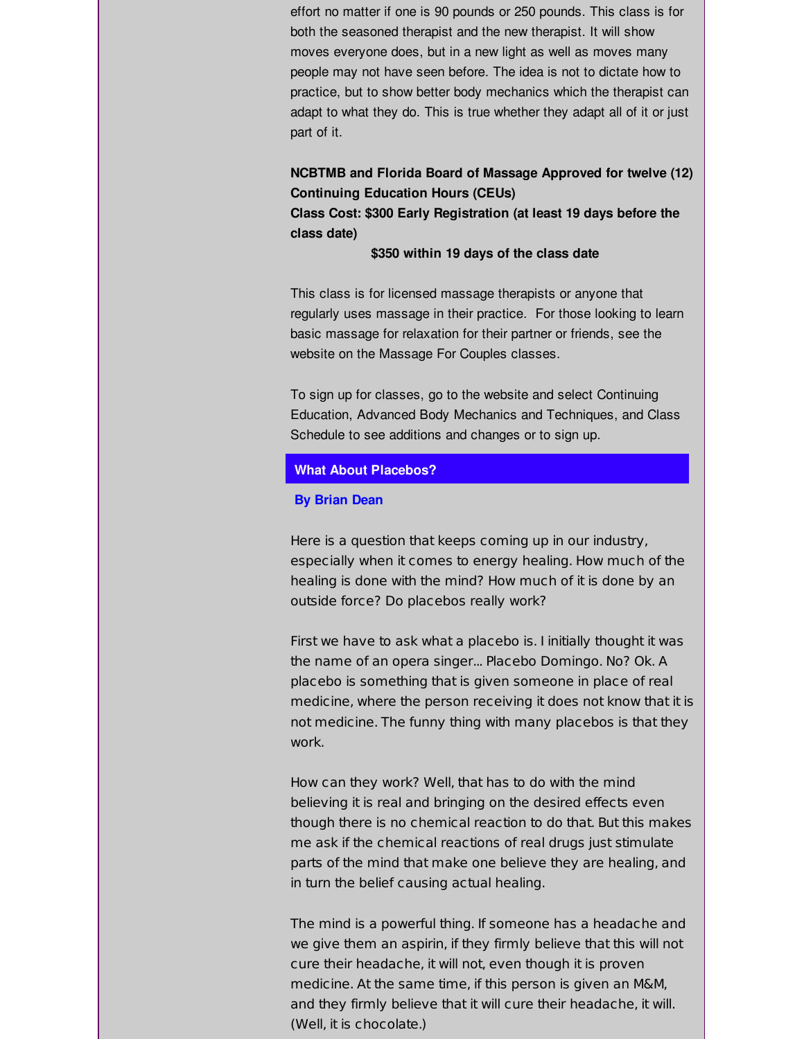effort no matter if one is 90 pounds or 250 pounds. This class is for both the seasoned therapist and the new therapist. It will show moves everyone does, but in a new light as well as moves many people may not have seen before. The idea is not to dictate how to practice, but to show better body mechanics which the therapist can adapt to what they do. This is true whether they adapt all of it or just part of it.

**NCBTMB and Florida Board of Massage Approved for twelve (12) Continuing Education Hours (CEUs)**
**Class Cost: $300 Early Registration (at least 19 days before the class date)**
**$350 within 19 days of the class date**

This class is for licensed massage therapists or anyone that regularly uses massage in their practice. For those looking to learn basic massage for relaxation for their partner or friends, see the website on the Massage For Couples classes.

To sign up for classes, go to the website and select Continuing Education, Advanced Body Mechanics and Techniques, and Class Schedule to see additions and changes or to sign up.

## What About Placebos?

**By Brian Dean**

Here is a question that keeps coming up in our industry, especially when it comes to energy healing. How much of the healing is done with the mind? How much of it is done by an outside force? Do placebos really work?

First we have to ask what a placebo is. I initially thought it was the name of an opera singer... Placebo Domingo. No? Ok. A placebo is something that is given someone in place of real medicine, where the person receiving it does not know that it is not medicine. The funny thing with many placebos is that they work.

How can they work? Well, that has to do with the mind believing it is real and bringing on the desired effects even though there is no chemical reaction to do that. But this makes me ask if the chemical reactions of real drugs just stimulate parts of the mind that make one believe they are healing, and in turn the belief causing actual healing.

The mind is a powerful thing. If someone has a headache and we give them an aspirin, if they firmly believe that this will not cure their headache, it will not, even though it is proven medicine. At the same time, if this person is given an M&M, and they firmly believe that it will cure their headache, it will. (Well, it is chocolate.)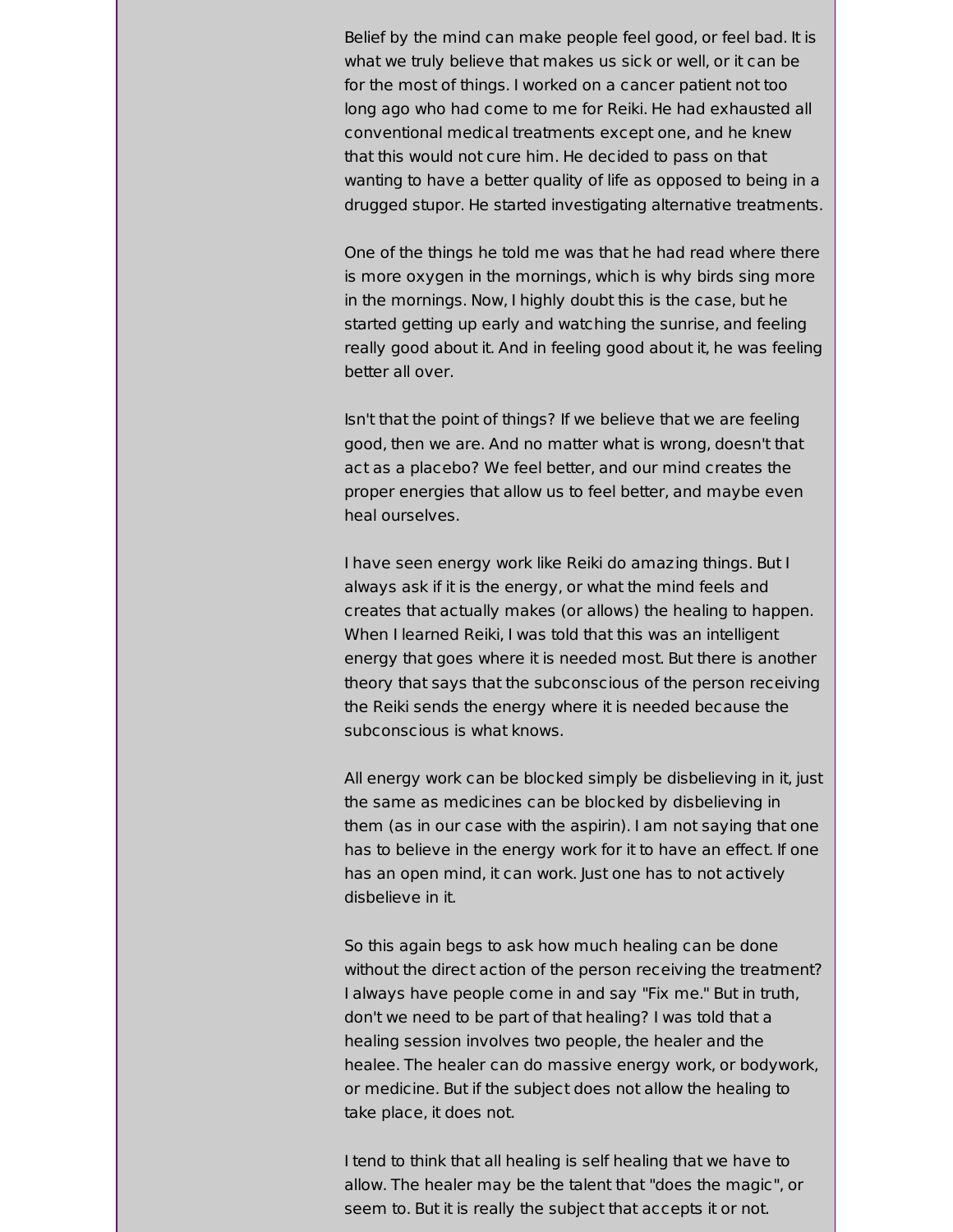Belief by the mind can make people feel good, or feel bad. It is what we truly believe that makes us sick or well, or it can be for the most of things. I worked on a cancer patient not too long ago who had come to me for Reiki. He had exhausted all conventional medical treatments except one, and he knew that this would not cure him. He decided to pass on that wanting to have a better quality of life as opposed to being in a drugged stupor. He started investigating alternative treatments.

One of the things he told me was that he had read where there is more oxygen in the mornings, which is why birds sing more in the mornings. Now, I highly doubt this is the case, but he started getting up early and watching the sunrise, and feeling really good about it. And in feeling good about it, he was feeling better all over.

Isn't that the point of things? If we believe that we are feeling good, then we are. And no matter what is wrong, doesn't that act as a placebo? We feel better, and our mind creates the proper energies that allow us to feel better, and maybe even heal ourselves.

I have seen energy work like Reiki do amazing things. But I always ask if it is the energy, or what the mind feels and creates that actually makes (or allows) the healing to happen. When I learned Reiki, I was told that this was an intelligent energy that goes where it is needed most. But there is another theory that says that the subconscious of the person receiving the Reiki sends the energy where it is needed because the subconscious is what knows.

All energy work can be blocked simply be disbelieving in it, just the same as medicines can be blocked by disbelieving in them (as in our case with the aspirin). I am not saying that one has to believe in the energy work for it to have an effect. If one has an open mind, it can work. Just one has to not actively disbelieve in it.

So this again begs to ask how much healing can be done without the direct action of the person receiving the treatment? I always have people come in and say "Fix me." But in truth, don't we need to be part of that healing? I was told that a healing session involves two people, the healer and the healee. The healer can do massive energy work, or bodywork, or medicine. But if the subject does not allow the healing to take place, it does not.

I tend to think that all healing is self healing that we have to allow. The healer may be the talent that "does the magic", or seem to. But it is really the subject that accepts it or not.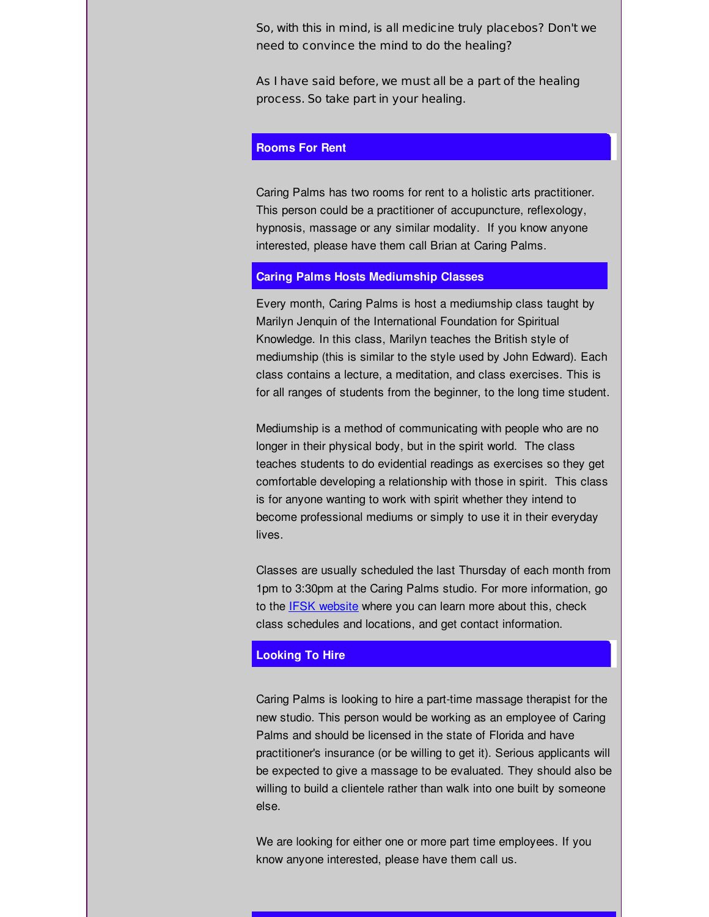So, with this in mind, is all medicine truly placebos? Don't we need to convince the mind to do the healing?

As I have said before, we must all be a part of the healing process. So take part in your healing.

## Rooms For Rent

Caring Palms has two rooms for rent to a holistic arts practitioner. This person could be a practitioner of accupuncture, reflexology, hypnosis, massage or any similar modality. If you know anyone interested, please have them call Brian at Caring Palms.

## Caring Palms Hosts Mediumship Classes

Every month, Caring Palms is host a mediumship class taught by Marilyn Jenquin of the International Foundation for Spiritual Knowledge. In this class, Marilyn teaches the British style of mediumship (this is similar to the style used by John Edward). Each class contains a lecture, a meditation, and class exercises. This is for all ranges of students from the beginner, to the long time student.

Mediumship is a method of communicating with people who are no longer in their physical body, but in the spirit world. The class teaches students to do evidential readings as exercises so they get comfortable developing a relationship with those in spirit. This class is for anyone wanting to work with spirit whether they intend to become professional mediums or simply to use it in their everyday lives.

Classes are usually scheduled the last Thursday of each month from 1pm to 3:30pm at the Caring Palms studio. For more information, go to the IFSK website where you can learn more about this, check class schedules and locations, and get contact information.

## Looking To Hire

Caring Palms is looking to hire a part-time massage therapist for the new studio. This person would be working as an employee of Caring Palms and should be licensed in the state of Florida and have practitioner's insurance (or be willing to get it). Serious applicants will be expected to give a massage to be evaluated. They should also be willing to build a clientele rather than walk into one built by someone else.

We are looking for either one or more part time employees. If you know anyone interested, please have them call us.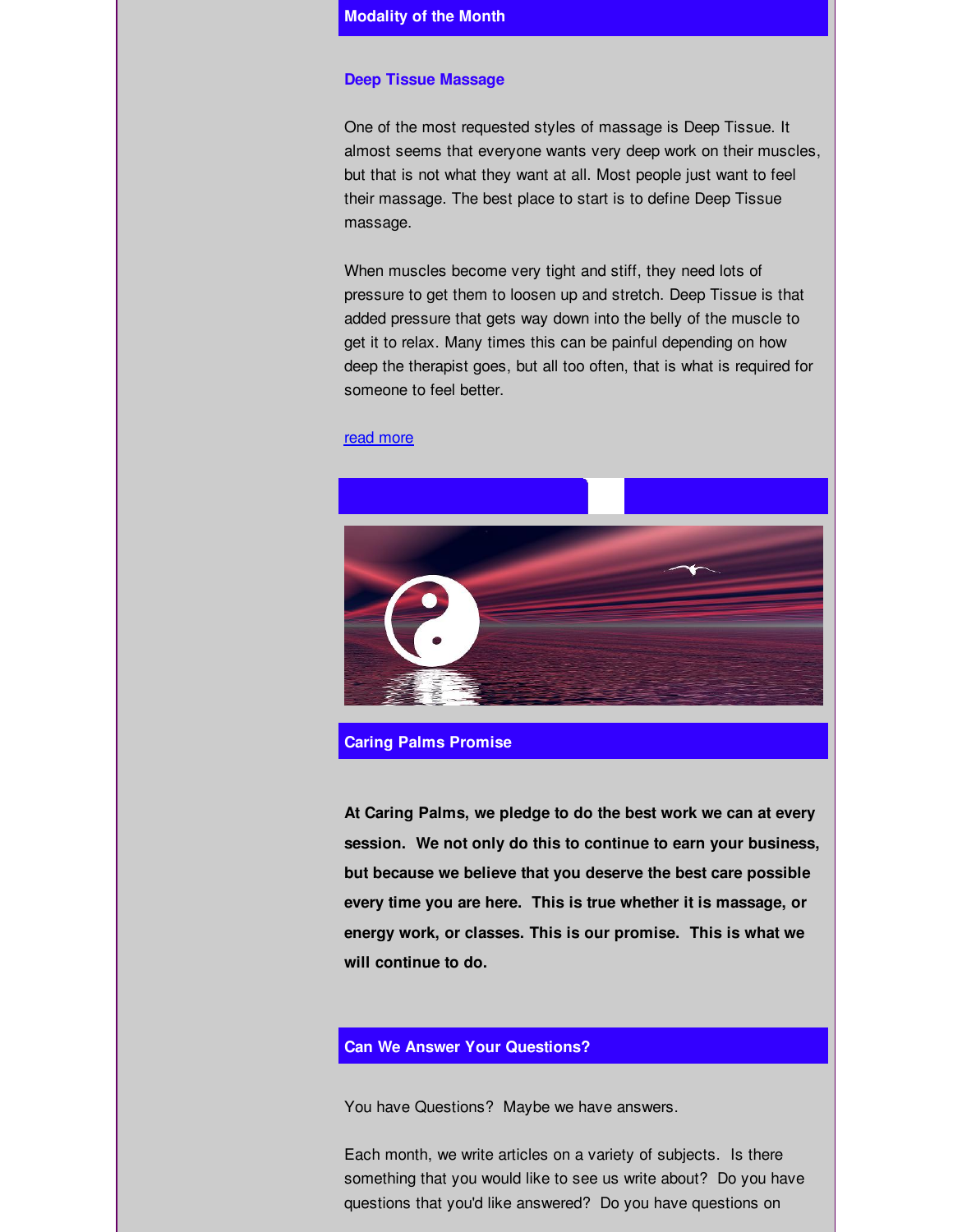## Modality of the Month

### Deep Tissue Massage

One of the most requested styles of massage is Deep Tissue. It almost seems that everyone wants very deep work on their muscles, but that is not what they want at all. Most people just want to feel their massage. The best place to start is to define Deep Tissue massage.

When muscles become very tight and stiff, they need lots of pressure to get them to loosen up and stretch. Deep Tissue is that added pressure that gets way down into the belly of the muscle to get it to relax. Many times this can be painful depending on how deep the therapist goes, but all too often, that is what is required for someone to feel better.

[read more]

## Caring Palms Promise

**At Caring Palms, we pledge to do the best work we can at every session. We not only do this to continue to earn your business, but because we believe that you deserve the best care possible every time you are here. This is true whether it is massage, or energy work, or classes. This is our promise. This is what we will continue to do.**

## Can We Answer Your Questions?

You have Questions? Maybe we have answers.

Each month, we write articles on a variety of subjects. Is there something that you would like to see us write about? Do you have questions that you'd like answered? Do you have questions on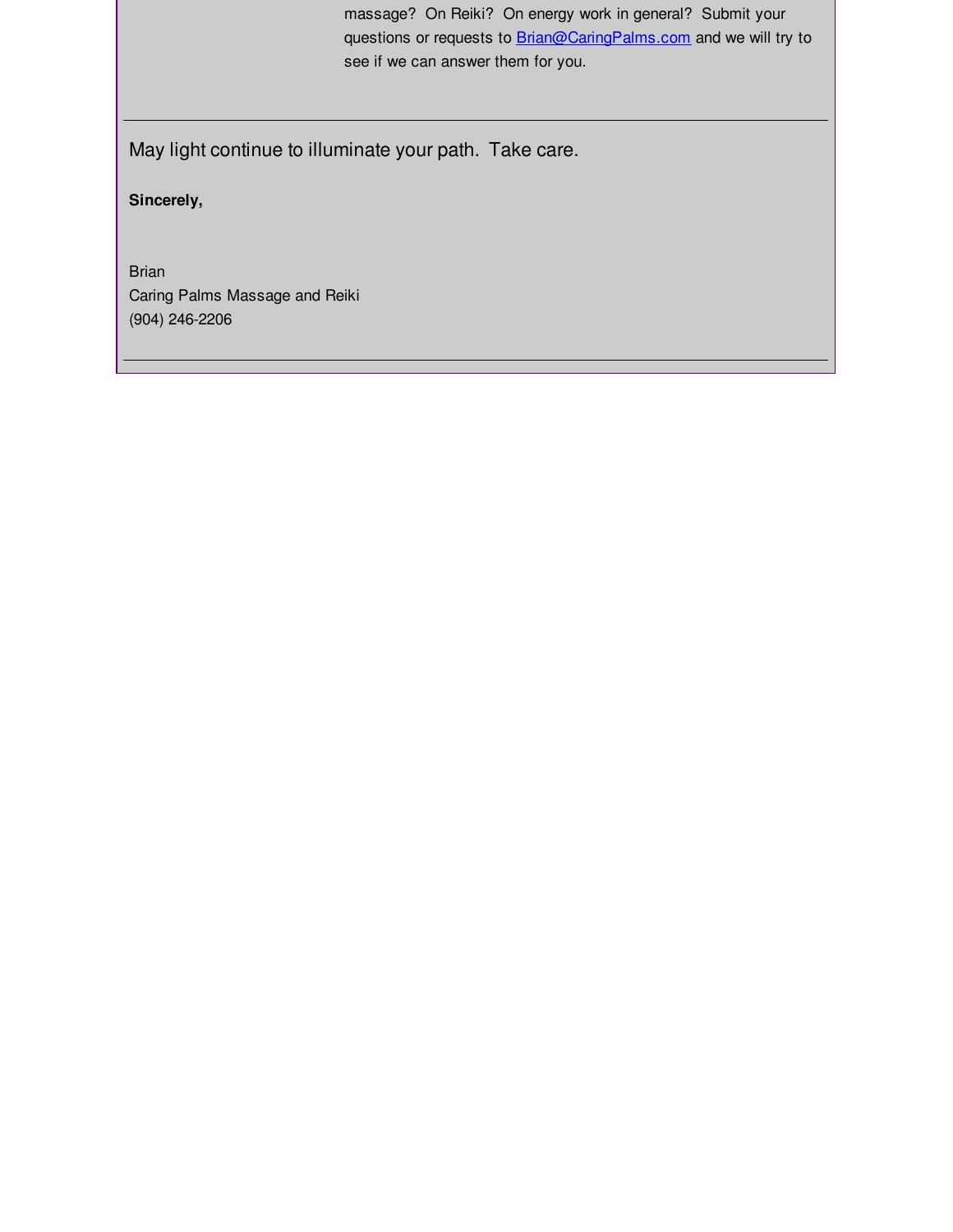massage? On Reiki? On energy work in general? Submit your questions or requests to [Brian@CaringPalms.com](mailto:Brian@CaringPalms.com) and we will try to see if we can answer them for you.

---

May light continue to illuminate your path. Take care.

**Sincerely,**

Brian
Caring Palms Massage and Reiki
(904) 246-2206

---